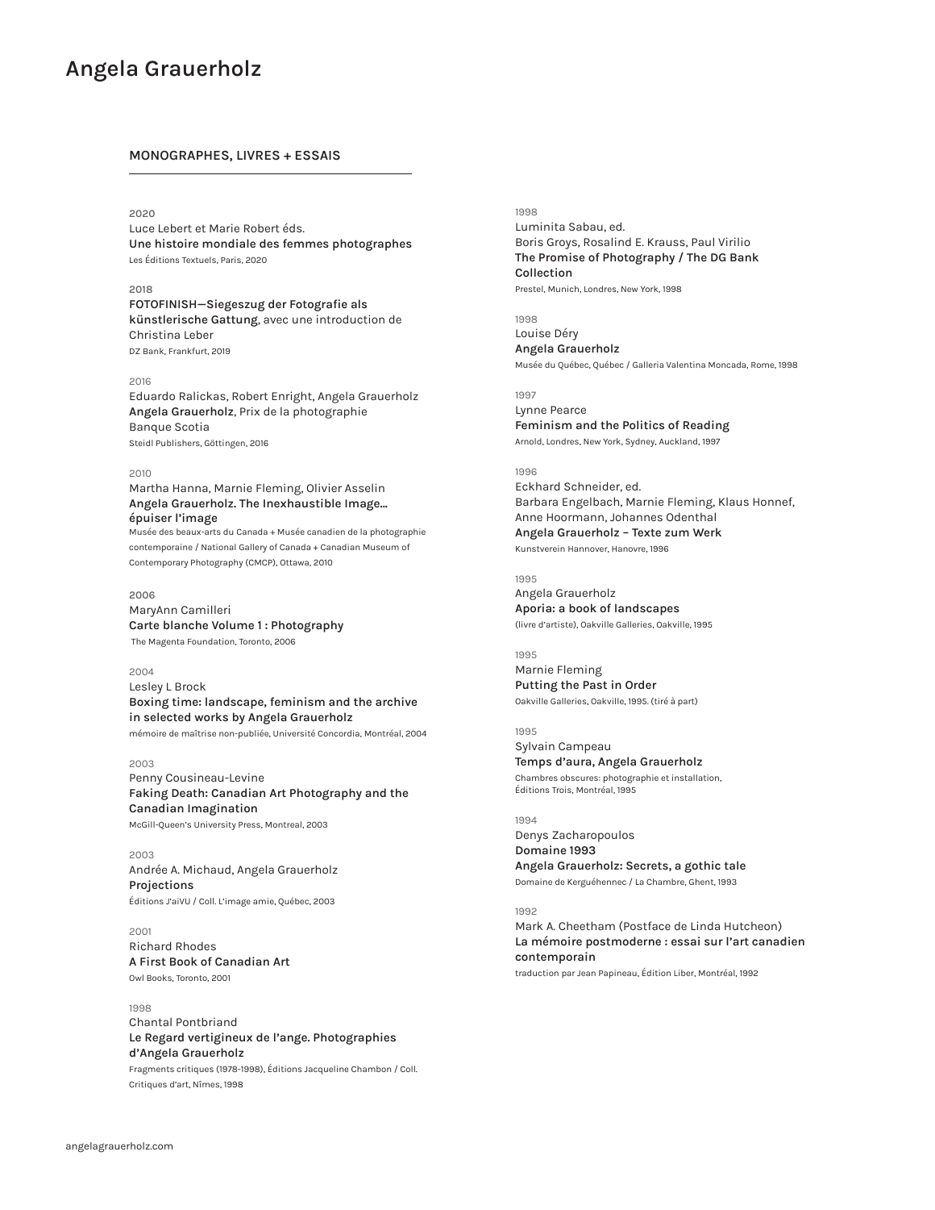# Angela Grauerholz

## MONOGRAPHES, LIVRES + ESSAIS

2020
Luce Lebert et Marie Robert éds.
**Une histoire mondiale des femmes photographes**
Les Éditions Textuels, Paris, 2020

2018
**FOTOFINISH—Siegeszug der Fotografie als künstlerische Gattung**, avec une introduction de Christina Leber
DZ Bank, Frankfurt, 2019

2016
Eduardo Ralickas, Robert Enright, Angela Grauerholz
**Angela Grauerholz**, Prix de la photographie Banque Scotia
Steidl Publishers, Göttingen, 2016

2010
Martha Hanna, Marnie Fleming, Olivier Asselin
**Angela Grauerholz. The Inexhaustible Image... épuiser l'image**
Musée des beaux-arts du Canada + Musée canadien de la photographie contemporaine / National Gallery of Canada + Canadian Museum of Contemporary Photography (CMCP), Ottawa, 2010

2006
MaryAnn Camilleri
**Carte blanche Volume 1 : Photography**
The Magenta Foundation, Toronto, 2006

2004
Lesley L Brock
**Boxing time: landscape, feminism and the archive in selected works by Angela Grauerholz**
mémoire de maîtrise non-publiée, Université Concordia, Montréal, 2004

2003
Penny Cousineau-Levine
**Faking Death: Canadian Art Photography and the Canadian Imagination**
McGill-Queen's University Press, Montreal, 2003

2003
Andrée A. Michaud, Angela Grauerholz
**Projections**
Éditions J'aiVU / Coll. L'image amie, Québec, 2003

2001
Richard Rhodes
**A First Book of Canadian Art**
Owl Books, Toronto, 2001

1998
Chantal Pontbriand
**Le Regard vertigineux de l'ange. Photographies d'Angela Grauerholz**
Fragments critiques (1978-1998), Éditions Jacqueline Chambon / Coll. Critiques d'art, Nîmes, 1998

1998
Luminita Sabau, ed.
Boris Groys, Rosalind E. Krauss, Paul Virilio
**The Promise of Photography / The DG Bank Collection**
Prestel, Munich, Londres, New York, 1998

1998
Louise Déry
**Angela Grauerholz**
Musée du Québec, Québec / Galleria Valentina Moncada, Rome, 1998

1997
Lynne Pearce
**Feminism and the Politics of Reading**
Arnold, Londres, New York, Sydney, Auckland, 1997

1996
Eckhard Schneider, ed.
Barbara Engelbach, Marnie Fleming, Klaus Honnef, Anne Hoormann, Johannes Odenthal
**Angela Grauerholz – Texte zum Werk**
Kunstverein Hannover, Hanovre, 1996

1995
Angela Grauerholz
**Aporia: a book of landscapes**
(livre d'artiste), Oakville Galleries, Oakville, 1995

1995
Marnie Fleming
**Putting the Past in Order**
Oakville Galleries, Oakville, 1995. (tiré à part)

1995
Sylvain Campeau
**Temps d'aura, Angela Grauerholz**
Chambres obscures: photographie et installation, Éditions Trois, Montréal, 1995

1994
Denys Zacharopoulos
**Domaine 1993**
**Angela Grauerholz: Secrets, a gothic tale**
Domaine de Kerguéhennec / La Chambre, Ghent, 1993

1992
Mark A. Cheetham (Postface de Linda Hutcheon)
**La mémoire postmoderne : essai sur l'art canadien contemporain**
traduction par Jean Papineau, Édition Liber, Montréal, 1992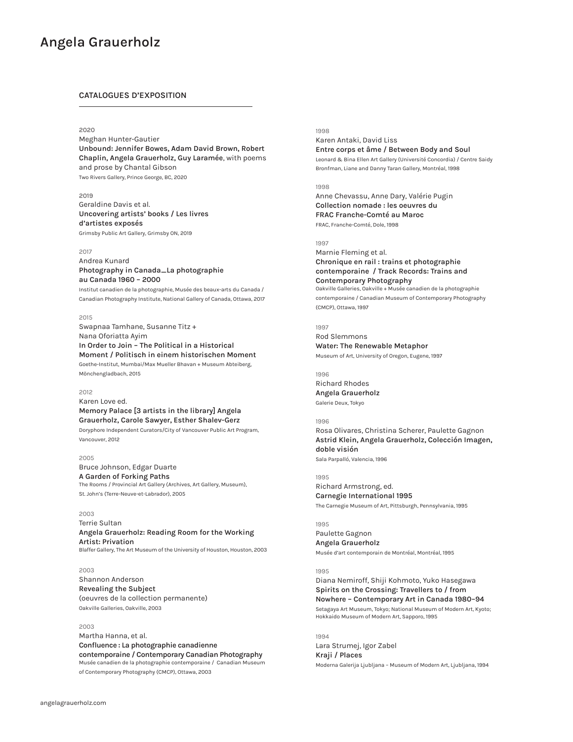## CATALOGUES D'EXPOSITION

2020
Meghan Hunter-Gautier
**Unbound: Jennifer Bowes, Adam David Brown, Robert Chaplin, Angela Grauerholz, Guy Laramée**, with poems and prose by Chantal Gibson
Two Rivers Gallery, Prince George, BC, 2020

2019
Geraldine Davis et al.
**Uncovering artists' books / Les livres d'artistes exposés**
Grimsby Public Art Gallery, Grimsby ON, 2019

2017
Andrea Kunard
**Photography in Canada_La photographie au Canada 1960 – 2000**
Institut canadien de la photographie, Musée des beaux-arts du Canada / Canadian Photography Institute, National Gallery of Canada, Ottawa, 2017

2015
Swapnaa Tamhane, Susanne Titz + Nana Oforiatta Ayim
**In Order to Join – The Political in a Historical Moment / Politisch in einem historischen Moment**
Goethe-Institut, Mumbai/Max Mueller Bhavan + Museum Abteiberg, Mönchengladbach, 2015

2012
Karen Love ed.
**Memory Palace [3 artists in the library] Angela Grauerholz, Carole Sawyer, Esther Shalev-Gerz**
Doryphore Independent Curators/City of Vancouver Public Art Program, Vancouver, 2012

2005
Bruce Johnson, Edgar Duarte
**A Garden of Forking Paths**
The Rooms / Provincial Art Gallery (Archives, Art Gallery, Museum), St. John's (Terre-Neuve-et-Labrador), 2005

2003
Terrie Sultan
**Angela Grauerholz: Reading Room for the Working Artist: Privation**
Blaffer Gallery, The Art Museum of the University of Houston, Houston, 2003

2003
Shannon Anderson
**Revealing the Subject**
(oeuvres de la collection permanente)
Oakville Galleries, Oakville, 2003

2003
Martha Hanna, et al.
**Confluence : La photographie canadienne contemporaine / Contemporary Canadian Photography**
Musée canadien de la photographie contemporaine / Canadian Museum of Contemporary Photography (CMCP), Ottawa, 2003

1998
Karen Antaki, David Liss
**Entre corps et âme / Between Body and Soul**
Leonard & Bina Ellen Art Gallery (Université Concordia) / Centre Saidy Bronfman, Liane and Danny Taran Gallery, Montréal, 1998

1998
Anne Chevassu, Anne Dary, Valérie Pugin
**Collection nomade : les oeuvres du FRAC Franche-Comté au Maroc**
FRAC, Franche-Comté, Dole, 1998

1997
Marnie Fleming et al.
**Chronique en rail : trains et photographie contemporaine / Track Records: Trains and Contemporary Photography**
Oakville Galleries, Oakville + Musée canadien de la photographie contemporaine / Canadian Museum of Contemporary Photography (CMCP), Ottawa, 1997

1997
Rod Slemmons
**Water: The Renewable Metaphor**
Museum of Art, University of Oregon, Eugene, 1997

1996
Richard Rhodes
**Angela Grauerholz**
Galerie Deux, Tokyo

1996
Rosa Olivares, Christina Scherer, Paulette Gagnon
**Astrid Klein, Angela Grauerholz, Colección Imagen, doble visión**
Sala Parpalló, Valencia, 1996

1995
Richard Armstrong, ed.
**Carnegie International 1995**
The Carnegie Museum of Art, Pittsburgh, Pennsylvania, 1995

1995
Paulette Gagnon
**Angela Grauerholz**
Musée d'art contemporain de Montréal, Montréal, 1995

1995
Diana Nemiroff, Shiji Kohmoto, Yuko Hasegawa
**Spirits on the Crossing: Travellers to / from Nowhere – Contemporary Art in Canada 1980–94**
Setagaya Art Museum, Tokyo; National Museum of Modern Art, Kyoto; Hokkaido Museum of Modern Art, Sapporo, 1995

1994
Lara Strumej, Igor Zabel
**Kraji / Places**
Moderna Galerija Ljubljana – Museum of Modern Art, Ljubljana, 1994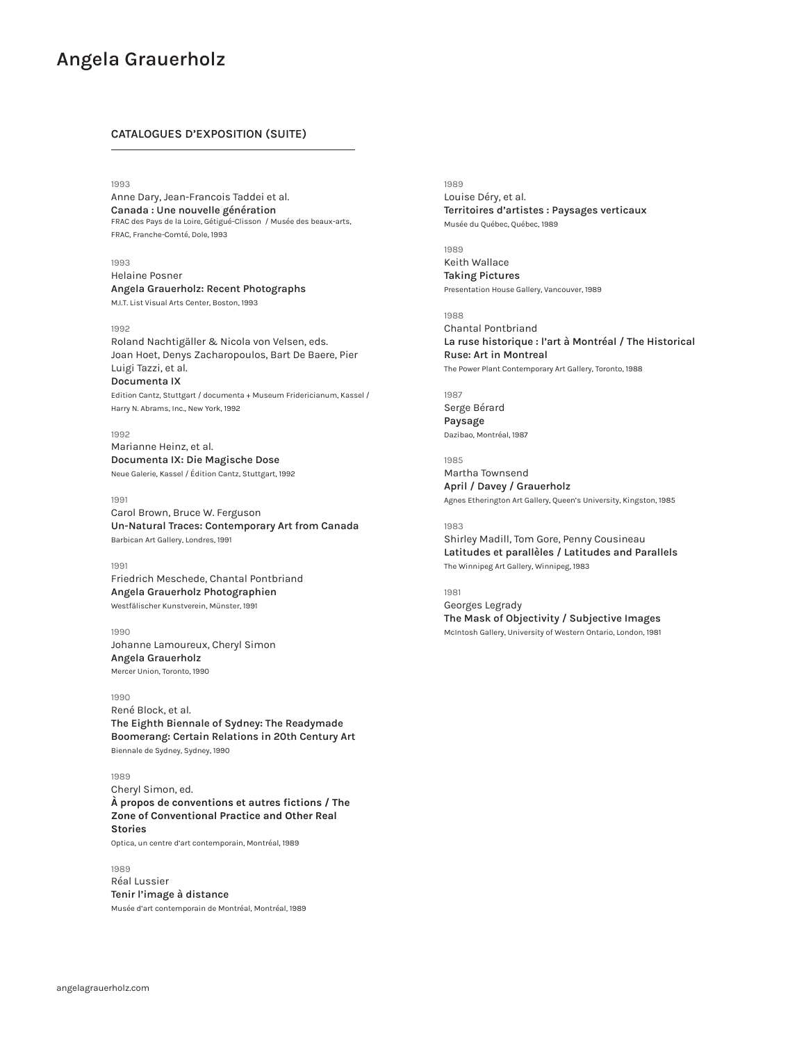## CATALOGUES D'EXPOSITION (SUITE)

1993
Anne Dary, Jean-Francois Taddei et al.
**Canada : Une nouvelle génération**
FRAC des Pays de la Loire, Gétigué-Clisson / Musée des beaux-arts, FRAC, Franche-Comté, Dole, 1993

1993
Helaine Posner
**Angela Grauerholz: Recent Photographs**
M.I.T. List Visual Arts Center, Boston, 1993

1992
Roland Nachtigäller & Nicola von Velsen, eds.
Joan Hoet, Denys Zacharopoulos, Bart De Baere, Pier Luigi Tazzi, et al.
**Documenta IX**
Edition Cantz, Stuttgart / documenta + Museum Fridericianum, Kassel / Harry N. Abrams, Inc., New York, 1992

1992
Marianne Heinz, et al.
**Documenta IX: Die Magische Dose**
Neue Galerie, Kassel / Édition Cantz, Stuttgart, 1992

1991
Carol Brown, Bruce W. Ferguson
**Un-Natural Traces: Contemporary Art from Canada**
Barbican Art Gallery, Londres, 1991

1991
Friedrich Meschede, Chantal Pontbriand
**Angela Grauerholz Photographien**
Westfälischer Kunstverein, Münster, 1991

1990
Johanne Lamoureux, Cheryl Simon
**Angela Grauerholz**
Mercer Union, Toronto, 1990

1990
René Block, et al.
**The Eighth Biennale of Sydney: The Readymade Boomerang: Certain Relations in 20th Century Art**
Biennale de Sydney, Sydney, 1990

1989
Cheryl Simon, ed.
**À propos de conventions et autres fictions / The Zone of Conventional Practice and Other Real Stories**
Optica, un centre d'art contemporain, Montréal, 1989

1989
Réal Lussier
**Tenir l'image à distance**
Musée d'art contemporain de Montréal, Montréal, 1989

1989
Louise Déry, et al.
**Territoires d'artistes : Paysages verticaux**
Musée du Québec, Québec, 1989

1989
Keith Wallace
**Taking Pictures**
Presentation House Gallery, Vancouver, 1989

1988
Chantal Pontbriand
**La ruse historique : l'art à Montréal / The Historical Ruse: Art in Montreal**
The Power Plant Contemporary Art Gallery, Toronto, 1988

1987
Serge Bérard
**Paysage**
Dazibao, Montréal, 1987

1985
Martha Townsend
**April / Davey / Grauerholz**
Agnes Etherington Art Gallery, Queen's University, Kingston, 1985

1983
Shirley Madill, Tom Gore, Penny Cousineau
**Latitudes et parallèles / Latitudes and Parallels**
The Winnipeg Art Gallery, Winnipeg, 1983

1981
Georges Legrady
**The Mask of Objectivity / Subjective Images**
McIntosh Gallery, University of Western Ontario, London, 1981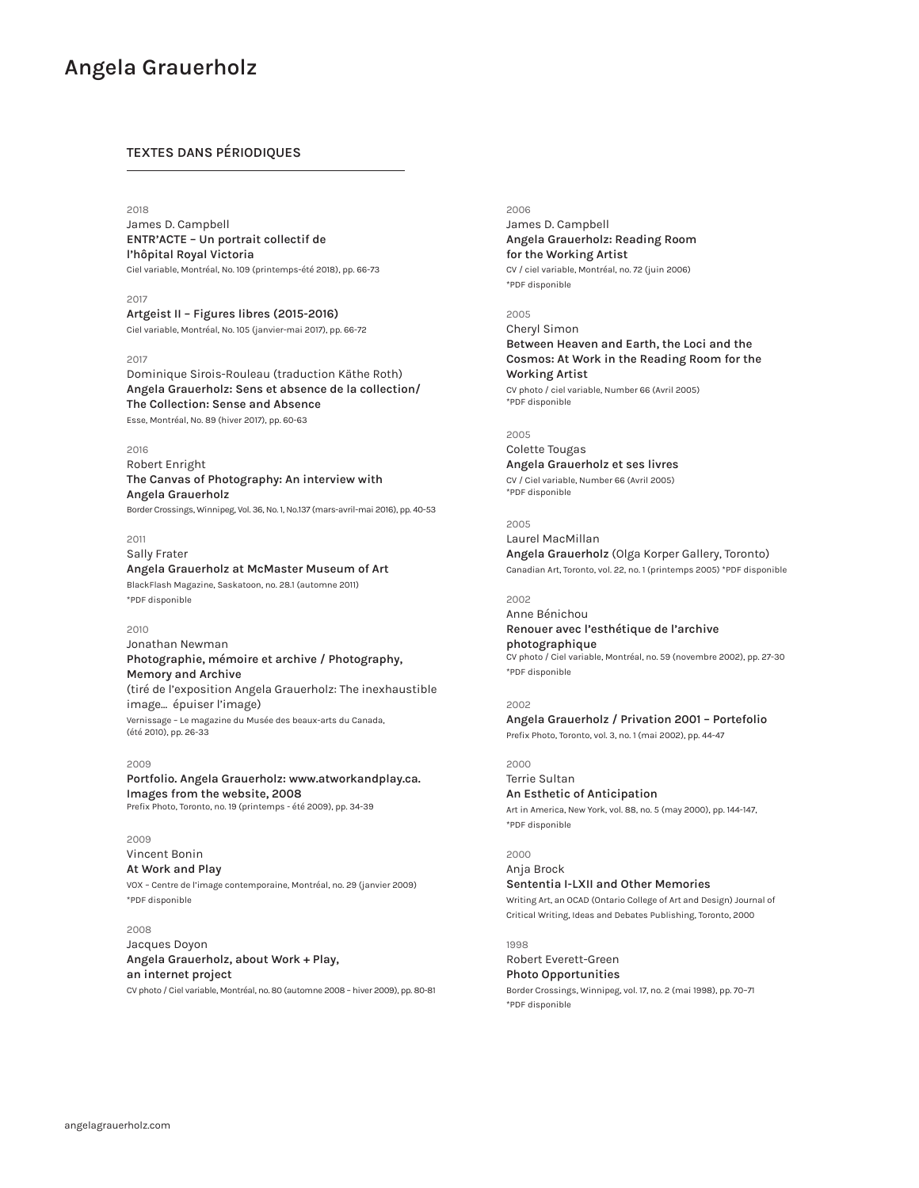# Angela Grauerholz

## TEXTES DANS PÉRIODIQUES

2018
James D. Campbell
**ENTR'ACTE – Un portrait collectif de l'hôpital Royal Victoria**
Ciel variable, Montréal, No. 109 (printemps-été 2018), pp. 66-73

2017
**Artgeist II – Figures libres (2015-2016)**
Ciel variable, Montréal, No. 105 (janvier-mai 2017), pp. 66-72

2017
Dominique Sirois-Rouleau (traduction Käthe Roth)
**Angela Grauerholz: Sens et absence de la collection/ The Collection: Sense and Absence**
Esse, Montréal, No. 89 (hiver 2017), pp. 60-63

2016
Robert Enright
**The Canvas of Photography: An interview with Angela Grauerholz**
Border Crossings, Winnipeg, Vol. 36, No. 1, No.137 (mars-avril-mai 2016), pp. 40-53

2011
Sally Frater
**Angela Grauerholz at McMaster Museum of Art**
BlackFlash Magazine, Saskatoon, no. 28.1 (automne 2011)
*PDF disponible

2010
Jonathan Newman
**Photographie, mémoire et archive / Photography, Memory and Archive**
(tiré de l'exposition Angela Grauerholz: The inexhaustible image... épuiser l'image)
Vernissage – Le magazine du Musée des beaux-arts du Canada, (été 2010), pp. 26-33

2009
**Portfolio. Angela Grauerholz: www.atworkandplay.ca. Images from the website, 2008**
Prefix Photo, Toronto, no. 19 (printemps - été 2009), pp. 34-39

2009
Vincent Bonin
**At Work and Play**
VOX – Centre de l'image contemporaine, Montréal, no. 29 (janvier 2009)
*PDF disponible

2008
Jacques Doyon
**Angela Grauerholz, about Work + Play, an internet project**
CV photo / Ciel variable, Montréal, no. 80 (automne 2008 – hiver 2009), pp. 80-81

2006
James D. Campbell
**Angela Grauerholz: Reading Room for the Working Artist**
CV / ciel variable, Montréal, no. 72 (juin 2006)
*PDF disponible

2005
Cheryl Simon
**Between Heaven and Earth, the Loci and the Cosmos: At Work in the Reading Room for the Working Artist**
CV photo / ciel variable, Number 66 (Avril 2005)
*PDF disponible

2005
Colette Tougas
**Angela Grauerholz et ses livres**
CV / Ciel variable, Number 66 (Avril 2005)
*PDF disponible

2005
Laurel MacMillan
**Angela Grauerholz** (Olga Korper Gallery, Toronto)
Canadian Art, Toronto, vol. 22, no. 1 (printemps 2005) *PDF disponible

2002
Anne Bénichou
**Renouer avec l'esthétique de l'archive photographique**
CV photo / Ciel variable, Montréal, no. 59 (novembre 2002), pp. 27-30
*PDF disponible

2002
**Angela Grauerholz / Privation 2001 – Portefolio**
Prefix Photo, Toronto, vol. 3, no. 1 (mai 2002), pp. 44-47

2000
Terrie Sultan
**An Esthetic of Anticipation**
Art in America, New York, vol. 88, no. 5 (may 2000), pp. 144-147,
*PDF disponible

2000
Anja Brock
**Sententia I-LXII and Other Memories**
Writing Art, an OCAD (Ontario College of Art and Design) Journal of Critical Writing, Ideas and Debates Publishing, Toronto, 2000

1998
Robert Everett-Green
**Photo Opportunities**
Border Crossings, Winnipeg, vol. 17, no. 2 (mai 1998), pp. 70–71
*PDF disponible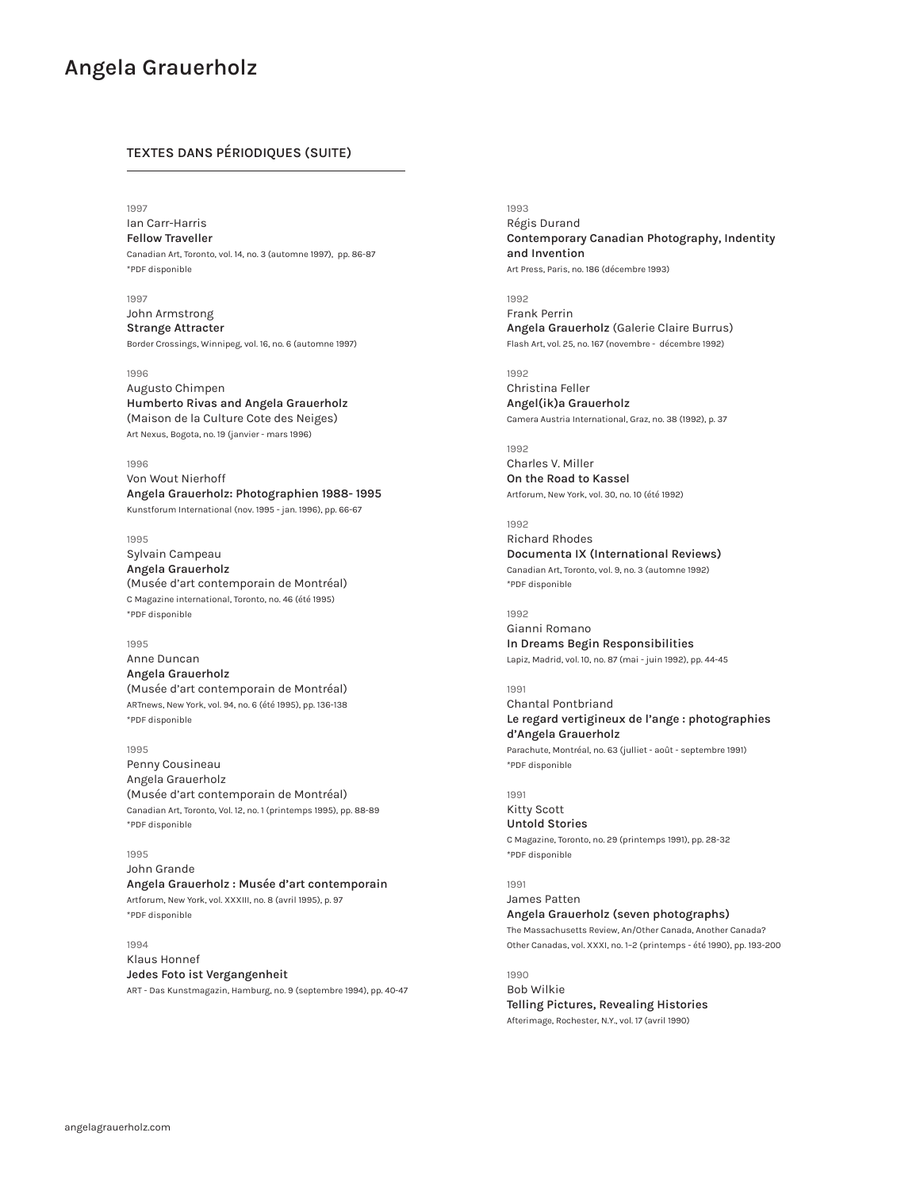## TEXTES DANS PÉRIODIQUES (SUITE)

1997
Ian Carr-Harris
**Fellow Traveller**
Canadian Art, Toronto, vol. 14, no. 3 (automne 1997), pp. 86-87
*PDF disponible

1997
John Armstrong
**Strange Attracter**
Border Crossings, Winnipeg, vol. 16, no. 6 (automne 1997)

1996
Augusto Chimpen
**Humberto Rivas and Angela Grauerholz**
(Maison de la Culture Cote des Neiges)
Art Nexus, Bogota, no. 19 (janvier - mars 1996)

1996
Von Wout Nierhoff
**Angela Grauerholz: Photographien 1988- 1995**
Kunstforum International (nov. 1995 - jan. 1996), pp. 66-67

1995
Sylvain Campeau
**Angela Grauerholz**
(Musée d'art contemporain de Montréal)
C Magazine international, Toronto, no. 46 (été 1995)
*PDF disponible

1995
Anne Duncan
**Angela Grauerholz**
(Musée d'art contemporain de Montréal)
ARTnews, New York, vol. 94, no. 6 (été 1995), pp. 136-138
*PDF disponible

1995
Penny Cousineau
Angela Grauerholz
(Musée d'art contemporain de Montréal)
Canadian Art, Toronto, Vol. 12, no. 1 (printemps 1995), pp. 88-89
*PDF disponible

1995
John Grande
**Angela Grauerholz : Musée d'art contemporain**
Artforum, New York, vol. XXXIII, no. 8 (avril 1995), p. 97
*PDF disponible

1994
Klaus Honnef
**Jedes Foto ist Vergangenheit**
ART - Das Kunstmagazin, Hamburg, no. 9 (septembre 1994), pp. 40-47

1993
Régis Durand
**Contemporary Canadian Photography, Indentity and Invention**
Art Press, Paris, no. 186 (décembre 1993)

1992
Frank Perrin
**Angela Grauerholz** (Galerie Claire Burrus)
Flash Art, vol. 25, no. 167 (novembre - décembre 1992)

1992
Christina Feller
**Angel(ik)a Grauerholz**
Camera Austria International, Graz, no. 38 (1992), p. 37

1992
Charles V. Miller
**On the Road to Kassel**
Artforum, New York, vol. 30, no. 10 (été 1992)

1992
Richard Rhodes
**Documenta IX (International Reviews)**
Canadian Art, Toronto, vol. 9, no. 3 (automne 1992)
*PDF disponible

1992
Gianni Romano
**In Dreams Begin Responsibilities**
Lapiz, Madrid, vol. 10, no. 87 (mai - juin 1992), pp. 44-45

1991
Chantal Pontbriand
**Le regard vertigineux de l'ange : photographies d'Angela Grauerholz**
Parachute, Montréal, no. 63 (julliet - août - septembre 1991)
*PDF disponible

1991
Kitty Scott
**Untold Stories**
C Magazine, Toronto, no. 29 (printemps 1991), pp. 28-32
*PDF disponible

1991
James Patten
**Angela Grauerholz (seven photographs)**
The Massachusetts Review, An/Other Canada, Another Canada? Other Canadas, vol. XXXI, no. 1–2 (printemps - été 1990), pp. 193-200

1990
Bob Wilkie
**Telling Pictures, Revealing Histories**
Afterimage, Rochester, N.Y., vol. 17 (avril 1990)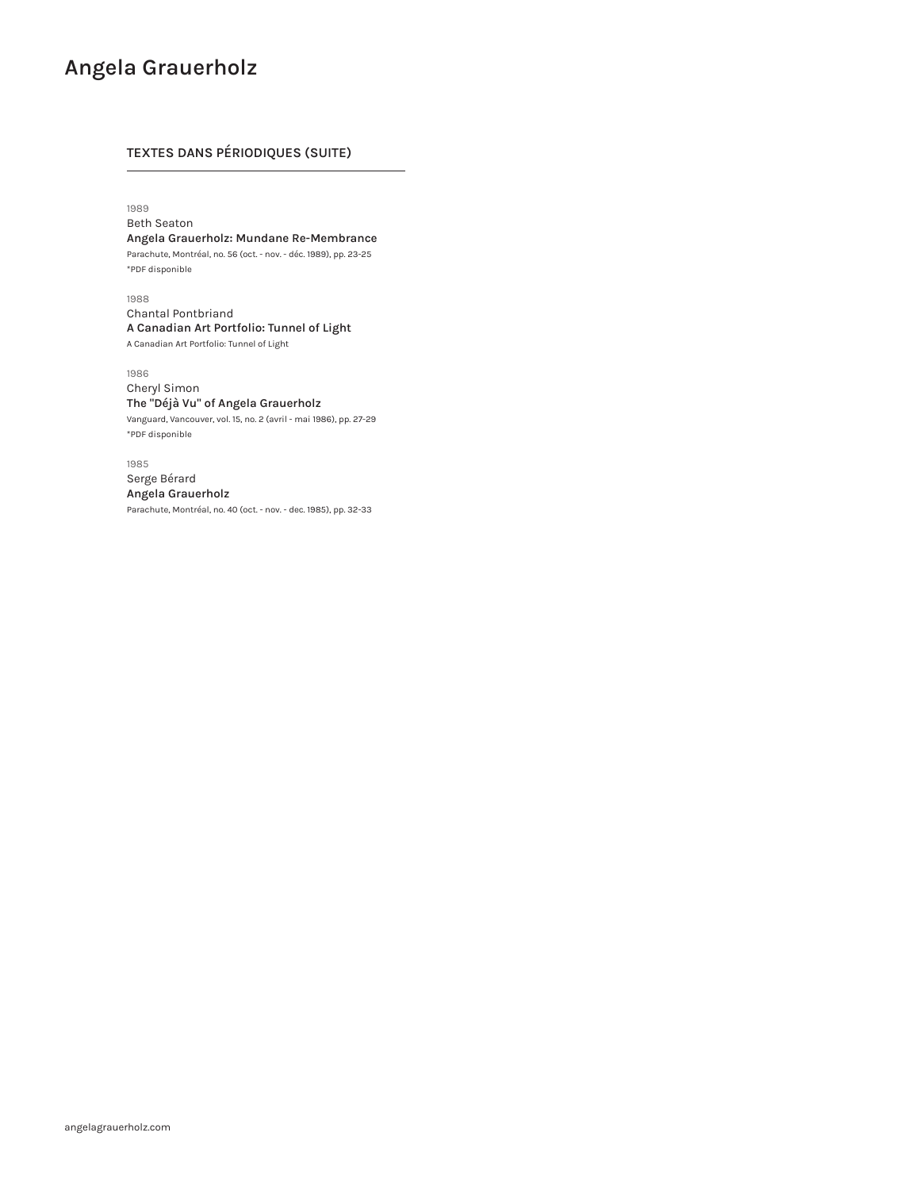## TEXTES DANS PÉRIODIQUES (SUITE)

1989
Beth Seaton
**Angela Grauerholz: Mundane Re-Membrance**
Parachute, Montréal, no. 56 (oct. - nov. - déc. 1989), pp. 23-25
*PDF disponible

1988
Chantal Pontbriand
**A Canadian Art Portfolio: Tunnel of Light**
A Canadian Art Portfolio: Tunnel of Light

1986
Cheryl Simon
**The "Déjà Vu" of Angela Grauerholz**
Vanguard, Vancouver, vol. 15, no. 2 (avril - mai 1986), pp. 27-29
*PDF disponible

1985
Serge Bérard
**Angela Grauerholz**
Parachute, Montréal, no. 40 (oct. - nov. - dec. 1985), pp. 32-33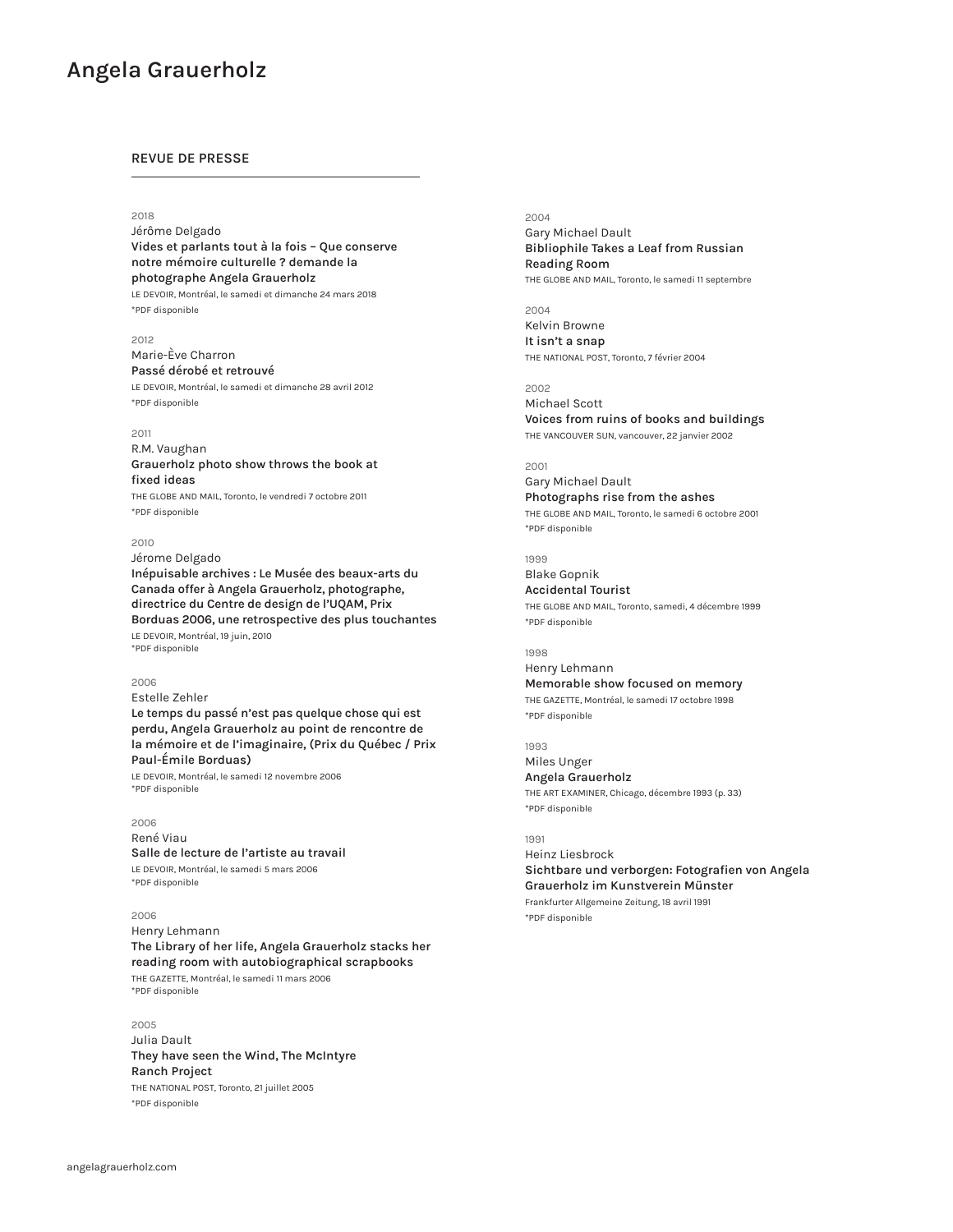# Angela Grauerholz

## REVUE DE PRESSE

2018
Jérôme Delgado
**Vides et parlants tout à la fois – Que conserve notre mémoire culturelle ? demande la photographe Angela Grauerholz**
LE DEVOIR, Montréal, le samedi et dimanche 24 mars 2018
*PDF disponible

2012
Marie-Ève Charron
**Passé dérobé et retrouvé**
LE DEVOIR, Montréal, le samedi et dimanche 28 avril 2012
*PDF disponible

2011
R.M. Vaughan
**Grauerholz photo show throws the book at fixed ideas**
THE GLOBE AND MAIL, Toronto, le vendredi 7 octobre 2011
*PDF disponible

2010
Jérome Delgado
**Inépuisable archives : Le Musée des beaux-arts du Canada offer à Angela Grauerholz, photographe, directrice du Centre de design de l'UQAM, Prix Borduas 2006, une retrospective des plus touchantes**
LE DEVOIR, Montréal, 19 juin, 2010
*PDF disponible

2006
Estelle Zehler
**Le temps du passé n'est pas quelque chose qui est perdu, Angela Grauerholz au point de rencontre de la mémoire et de l'imaginaire, (Prix du Québec / Prix Paul-Émile Borduas)**
LE DEVOIR, Montréal, le samedi 12 novembre 2006
*PDF disponible

2006
René Viau
**Salle de lecture de l'artiste au travail**
LE DEVOIR, Montréal, le samedi 5 mars 2006
*PDF disponible

2006
Henry Lehmann
**The Library of her life, Angela Grauerholz stacks her reading room with autobiographical scrapbooks**
THE GAZETTE, Montréal, le samedi 11 mars 2006
*PDF disponible

2005
Julia Dault
**They have seen the Wind, The McIntyre Ranch Project**
THE NATIONAL POST, Toronto, 21 juillet 2005
*PDF disponible

2004
Gary Michael Dault
**Bibliophile Takes a Leaf from Russian Reading Room**
THE GLOBE AND MAIL, Toronto, le samedi 11 septembre

2004
Kelvin Browne
**It isn't a snap**
THE NATIONAL POST, Toronto, 7 février 2004

2002
Michael Scott
**Voices from ruins of books and buildings**
THE VANCOUVER SUN, vancouver, 22 janvier 2002

2001
Gary Michael Dault
**Photographs rise from the ashes**
THE GLOBE AND MAIL, Toronto, le samedi 6 octobre 2001
*PDF disponible

1999
Blake Gopnik
**Accidental Tourist**
THE GLOBE AND MAIL, Toronto, samedi, 4 décembre 1999
*PDF disponible

1998
Henry Lehmann
**Memorable show focused on memory**
THE GAZETTE, Montréal, le samedi 17 octobre 1998
*PDF disponible

1993
Miles Unger
**Angela Grauerholz**
THE ART EXAMINER, Chicago, décembre 1993 (p. 33)
*PDF disponible

1991
Heinz Liesbrock
**Sichtbare und verborgen: Fotografien von Angela Grauerholz im Kunstverein Münster**
Frankfurter Allgemeine Zeitung, 18 avril 1991
*PDF disponible

angelagrauerholz.com